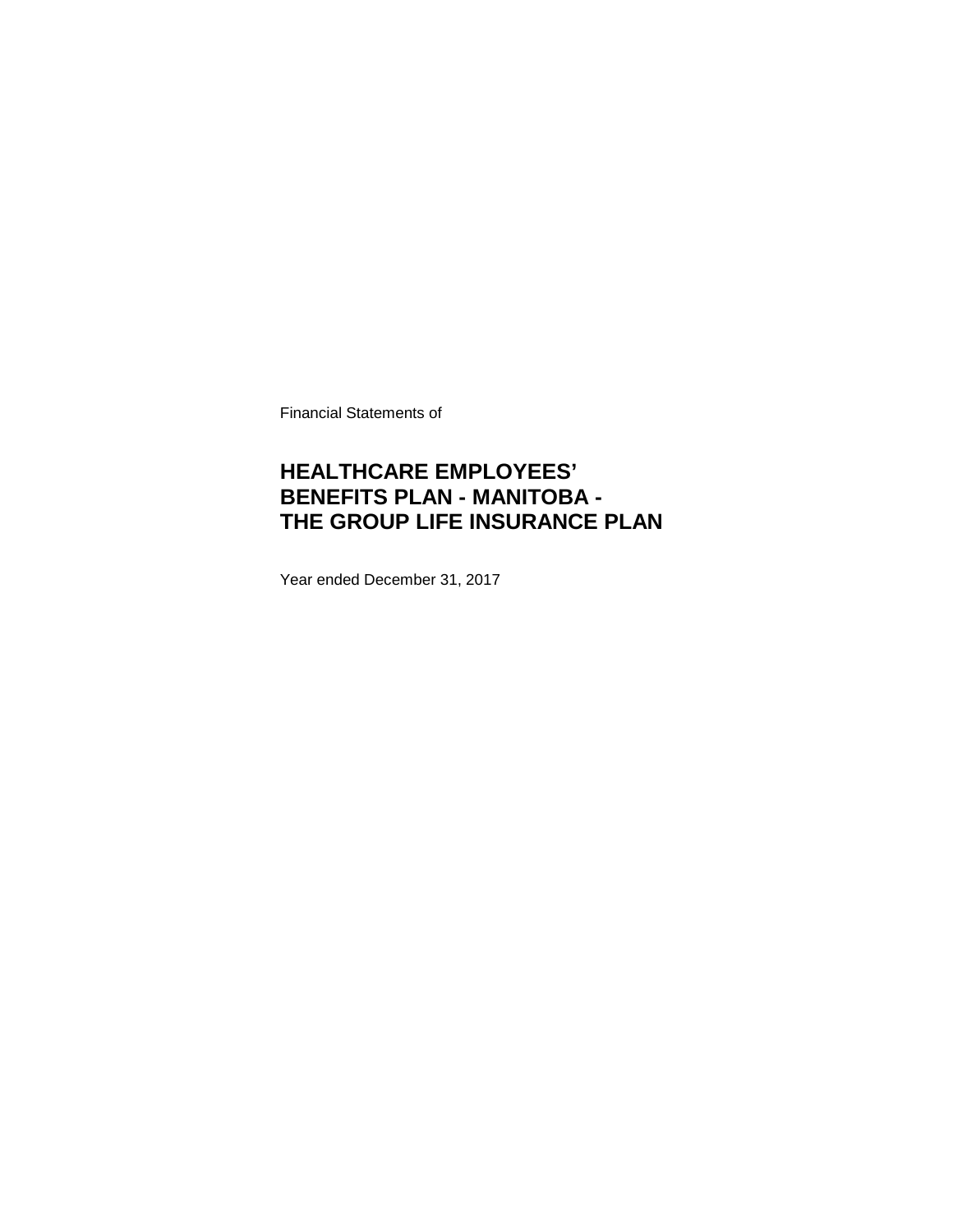Financial Statements of

# HEALTHCARE EMPLOYEES' BENEFITS PLAN - MANITOBA - THE GROUP LIFE INSURANCE PLAN

Year ended December 31, 2017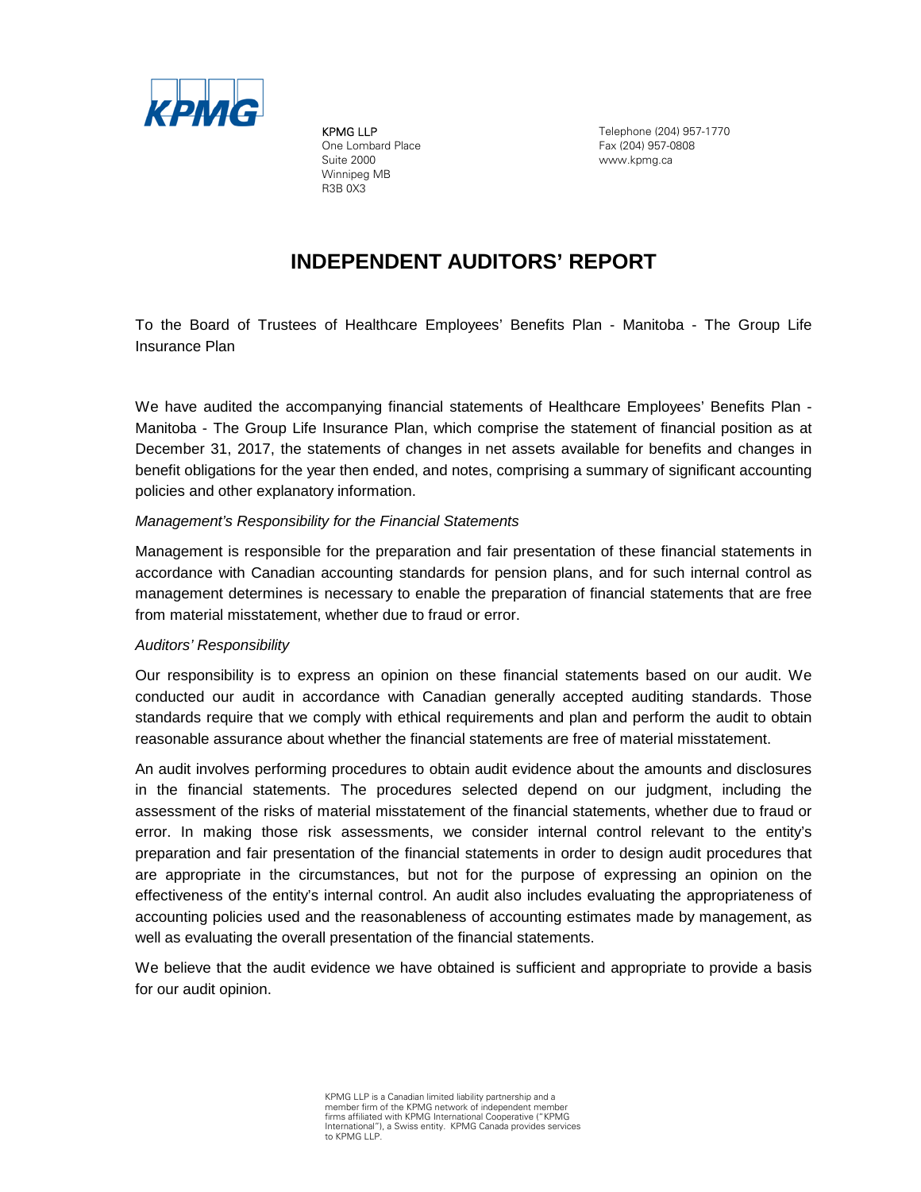KPMG LLP
One Lombard Place
Suite 2000
Winnipeg MB
R3B 0X3

Telephone (204) 957-1770
Fax (204) 957-0808
www.kpmg.ca

# INDEPENDENT AUDITORS' REPORT

To the Board of Trustees of Healthcare Employees' Benefits Plan - Manitoba - The Group Life Insurance Plan

We have audited the accompanying financial statements of Healthcare Employees' Benefits Plan - Manitoba - The Group Life Insurance Plan, which comprise the statement of financial position as at December 31, 2017, the statements of changes in net assets available for benefits and changes in benefit obligations for the year then ended, and notes, comprising a summary of significant accounting policies and other explanatory information.

*Management's Responsibility for the Financial Statements*

Management is responsible for the preparation and fair presentation of these financial statements in accordance with Canadian accounting standards for pension plans, and for such internal control as management determines is necessary to enable the preparation of financial statements that are free from material misstatement, whether due to fraud or error.

*Auditors' Responsibility*

Our responsibility is to express an opinion on these financial statements based on our audit. We conducted our audit in accordance with Canadian generally accepted auditing standards. Those standards require that we comply with ethical requirements and plan and perform the audit to obtain reasonable assurance about whether the financial statements are free of material misstatement.

An audit involves performing procedures to obtain audit evidence about the amounts and disclosures in the financial statements. The procedures selected depend on our judgment, including the assessment of the risks of material misstatement of the financial statements, whether due to fraud or error. In making those risk assessments, we consider internal control relevant to the entity's preparation and fair presentation of the financial statements in order to design audit procedures that are appropriate in the circumstances, but not for the purpose of expressing an opinion on the effectiveness of the entity's internal control. An audit also includes evaluating the appropriateness of accounting policies used and the reasonableness of accounting estimates made by management, as well as evaluating the overall presentation of the financial statements.

We believe that the audit evidence we have obtained is sufficient and appropriate to provide a basis for our audit opinion.

KPMG LLP is a Canadian limited liability partnership and a member firm of the KPMG network of independent member firms affiliated with KPMG International Cooperative ("KPMG International"), a Swiss entity. KPMG Canada provides services to KPMG LLP.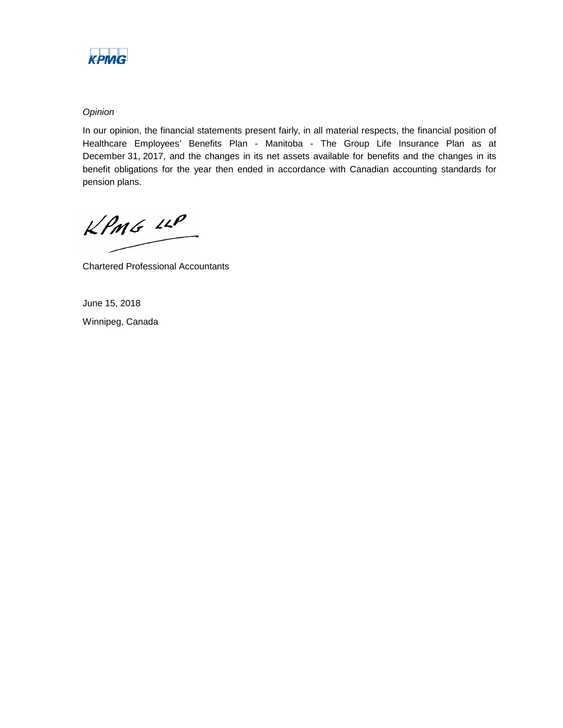*Opinion*

In our opinion, the financial statements present fairly, in all material respects, the financial position of Healthcare Employees' Benefits Plan - Manitoba - The Group Life Insurance Plan as at December 31, 2017, and the changes in its net assets available for benefits and the changes in its benefit obligations for the year then ended in accordance with Canadian accounting standards for pension plans.

KPMG LLP

Chartered Professional Accountants

June 15, 2018

Winnipeg, Canada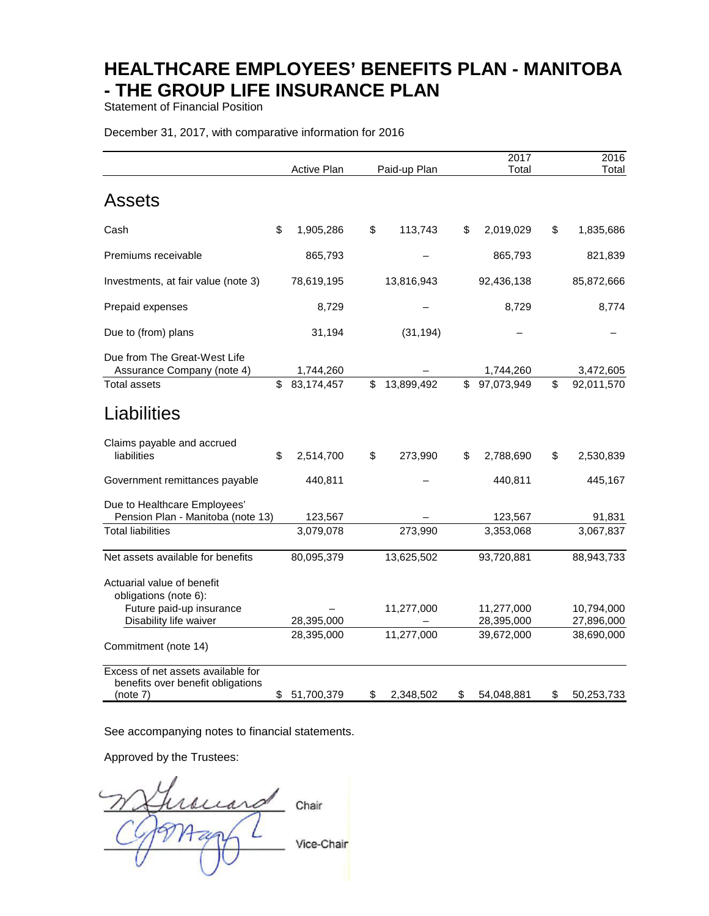# HEALTHCARE EMPLOYEES' BENEFITS PLAN - MANITOBA - THE GROUP LIFE INSURANCE PLAN

Statement of Financial Position

December 31, 2017, with comparative information for 2016

| | Active Plan | Paid-up Plan | 2017 Total | 2016 Total |
|---|---|---|---|---|
| **Assets** | | | | |
| Cash | $ 1,905,286 | $ 113,743 | $ 2,019,029 | $ 1,835,686 |
| Premiums receivable | 865,793 | – | 865,793 | 821,839 |
| Investments, at fair value (note 3) | 78,619,195 | 13,816,943 | 92,436,138 | 85,872,666 |
| Prepaid expenses | 8,729 | – | 8,729 | 8,774 |
| Due to (from) plans | 31,194 | (31,194) | – | – |
| Due from The Great-West Life Assurance Company (note 4) | 1,744,260 | – | 1,744,260 | 3,472,605 |
| Total assets | $ 83,174,457 | $ 13,899,492 | $ 97,073,949 | $ 92,011,570 |
| **Liabilities** | | | | |
| Claims payable and accrued liabilities | $ 2,514,700 | $ 273,990 | $ 2,788,690 | $ 2,530,839 |
| Government remittances payable | 440,811 | – | 440,811 | 445,167 |
| Due to Healthcare Employees' Pension Plan - Manitoba (note 13) | 123,567 | – | 123,567 | 91,831 |
| Total liabilities | 3,079,078 | 273,990 | 3,353,068 | 3,067,837 |
| Net assets available for benefits | 80,095,379 | 13,625,502 | 93,720,881 | 88,943,733 |
| Actuarial value of benefit obligations (note 6): | | | | |
| Future paid-up insurance | – | 11,277,000 | 11,277,000 | 10,794,000 |
| Disability life waiver | 28,395,000 | – | 28,395,000 | 27,896,000 |
| | 28,395,000 | 11,277,000 | 39,672,000 | 38,690,000 |
| Commitment (note 14) | | | | |
| Excess of net assets available for benefits over benefit obligations (note 7) | $ 51,700,379 | $ 2,348,502 | $ 54,048,881 | $ 50,253,733 |

See accompanying notes to financial statements.

Approved by the Trustees:

Chair

Vice-Chair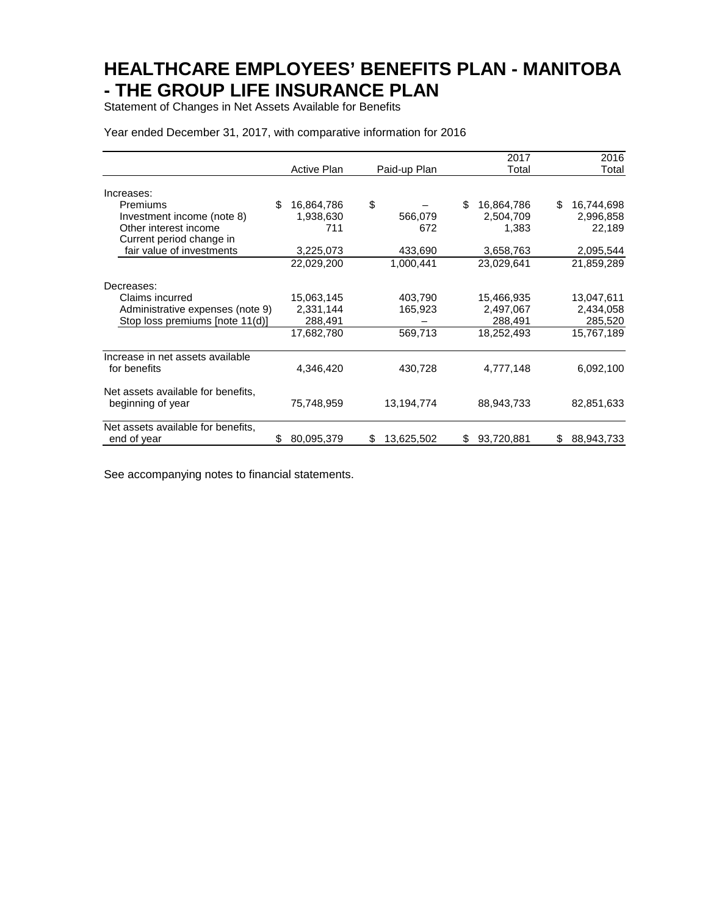# HEALTHCARE EMPLOYEES' BENEFITS PLAN - MANITOBA - THE GROUP LIFE INSURANCE PLAN

Statement of Changes in Net Assets Available for Benefits

Year ended December 31, 2017, with comparative information for 2016

| | Active Plan | Paid-up Plan | 2017 Total | 2016 Total |
|---|---|---|---|---|
| Increases: | | | | |
| Premiums | $ 16,864,786 | $ – | $ 16,864,786 | $ 16,744,698 |
| Investment income (note 8) | 1,938,630 | 566,079 | 2,504,709 | 2,996,858 |
| Other interest income | 711 | 672 | 1,383 | 22,189 |
| Current period change in fair value of investments | 3,225,073 | 433,690 | 3,658,763 | 2,095,544 |
| | 22,029,200 | 1,000,441 | 23,029,641 | 21,859,289 |
| Decreases: | | | | |
| Claims incurred | 15,063,145 | 403,790 | 15,466,935 | 13,047,611 |
| Administrative expenses (note 9) | 2,331,144 | 165,923 | 2,497,067 | 2,434,058 |
| Stop loss premiums [note 11(d)] | 288,491 | – | 288,491 | 285,520 |
| | 17,682,780 | 569,713 | 18,252,493 | 15,767,189 |
| Increase in net assets available for benefits | 4,346,420 | 430,728 | 4,777,148 | 6,092,100 |
| Net assets available for benefits, beginning of year | 75,748,959 | 13,194,774 | 88,943,733 | 82,851,633 |
| Net assets available for benefits, end of year | $ 80,095,379 | $ 13,625,502 | $ 93,720,881 | $ 88,943,733 |

See accompanying notes to financial statements.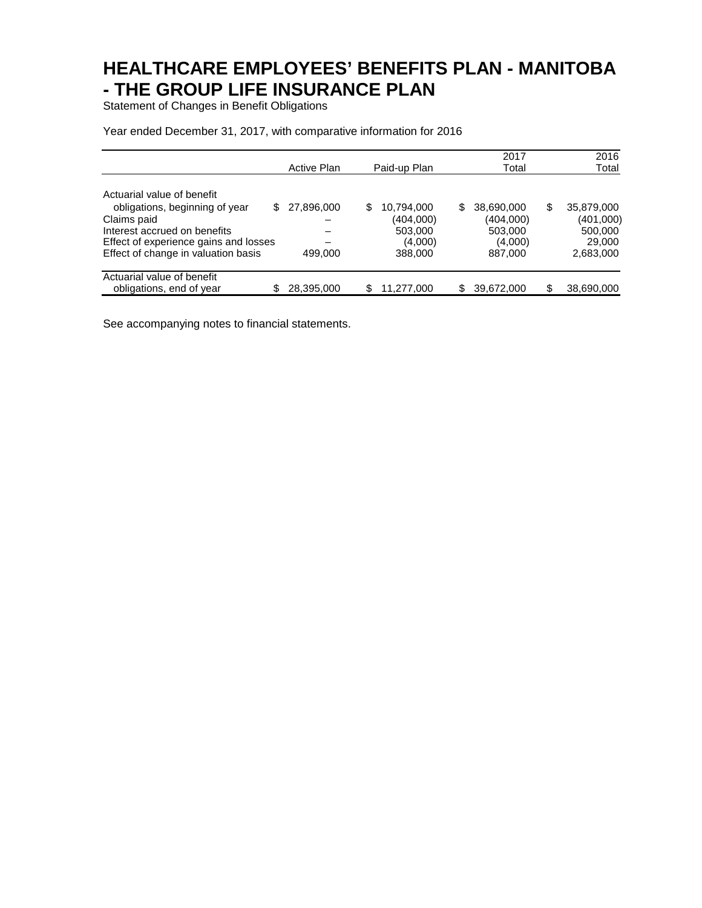# HEALTHCARE EMPLOYEES' BENEFITS PLAN - MANITOBA - THE GROUP LIFE INSURANCE PLAN

Statement of Changes in Benefit Obligations

Year ended December 31, 2017, with comparative information for 2016

| | Active Plan | Paid-up Plan | 2017 Total | 2016 Total |
|---|---|---|---|---|
| Actuarial value of benefit obligations, beginning of year | $ 27,896,000 | $ 10,794,000 | $ 38,690,000 | $ 35,879,000 |
| Claims paid | – | (404,000) | (404,000) | (401,000) |
| Interest accrued on benefits | – | 503,000 | 503,000 | 500,000 |
| Effect of experience gains and losses | – | (4,000) | (4,000) | 29,000 |
| Effect of change in valuation basis | 499,000 | 388,000 | 887,000 | 2,683,000 |
| Actuarial value of benefit obligations, end of year | $ 28,395,000 | $ 11,277,000 | $ 39,672,000 | $ 38,690,000 |

See accompanying notes to financial statements.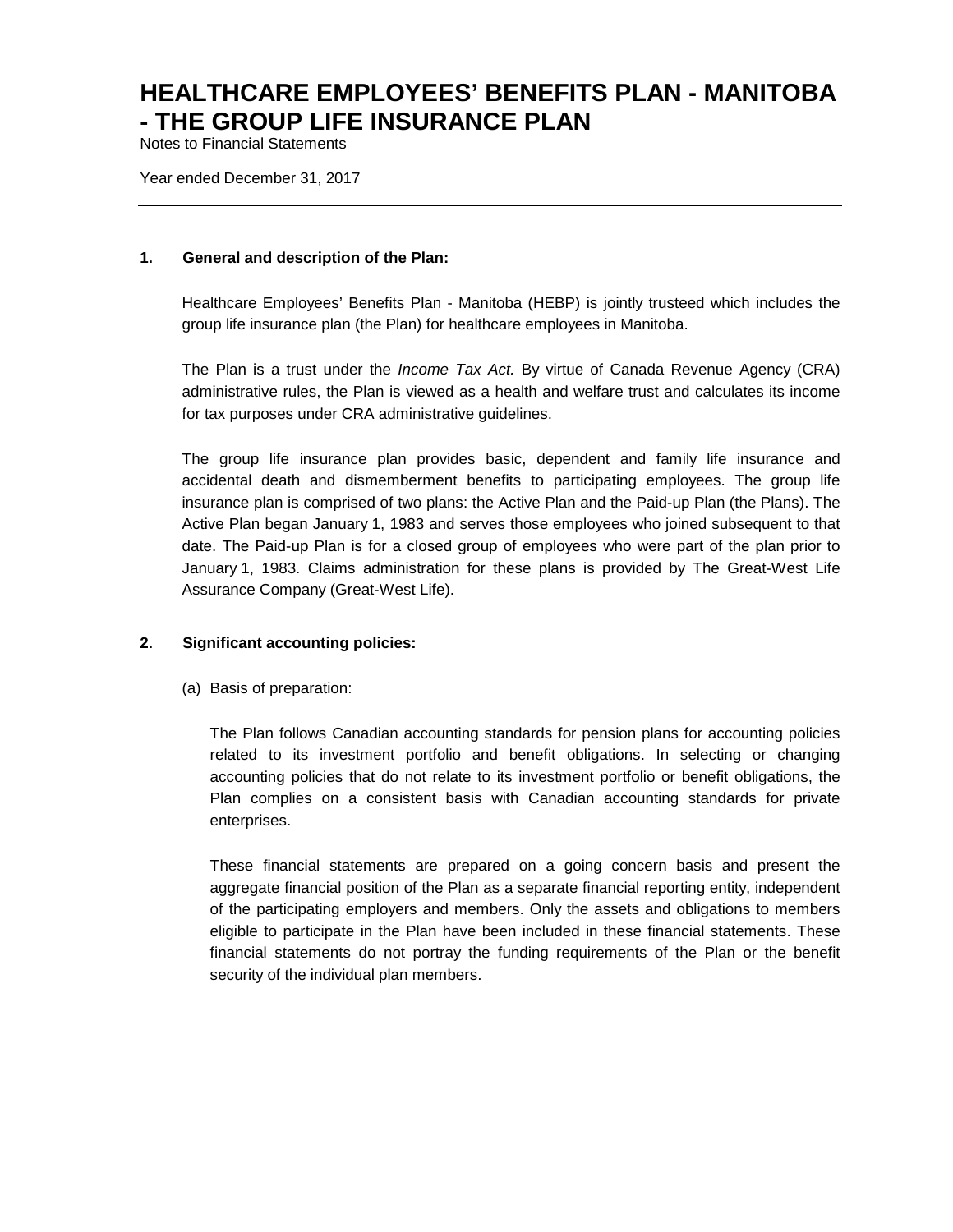# HEALTHCARE EMPLOYEES' BENEFITS PLAN - MANITOBA - THE GROUP LIFE INSURANCE PLAN

Notes to Financial Statements

Year ended December 31, 2017

---

**1. General and description of the Plan:**

Healthcare Employees' Benefits Plan - Manitoba (HEBP) is jointly trusteed which includes the group life insurance plan (the Plan) for healthcare employees in Manitoba.

The Plan is a trust under the *Income Tax Act.* By virtue of Canada Revenue Agency (CRA) administrative rules, the Plan is viewed as a health and welfare trust and calculates its income for tax purposes under CRA administrative guidelines.

The group life insurance plan provides basic, dependent and family life insurance and accidental death and dismemberment benefits to participating employees. The group life insurance plan is comprised of two plans: the Active Plan and the Paid-up Plan (the Plans). The Active Plan began January 1, 1983 and serves those employees who joined subsequent to that date. The Paid-up Plan is for a closed group of employees who were part of the plan prior to January 1, 1983. Claims administration for these plans is provided by The Great-West Life Assurance Company (Great-West Life).

**2. Significant accounting policies:**

(a) Basis of preparation:

The Plan follows Canadian accounting standards for pension plans for accounting policies related to its investment portfolio and benefit obligations. In selecting or changing accounting policies that do not relate to its investment portfolio or benefit obligations, the Plan complies on a consistent basis with Canadian accounting standards for private enterprises.

These financial statements are prepared on a going concern basis and present the aggregate financial position of the Plan as a separate financial reporting entity, independent of the participating employers and members. Only the assets and obligations to members eligible to participate in the Plan have been included in these financial statements. These financial statements do not portray the funding requirements of the Plan or the benefit security of the individual plan members.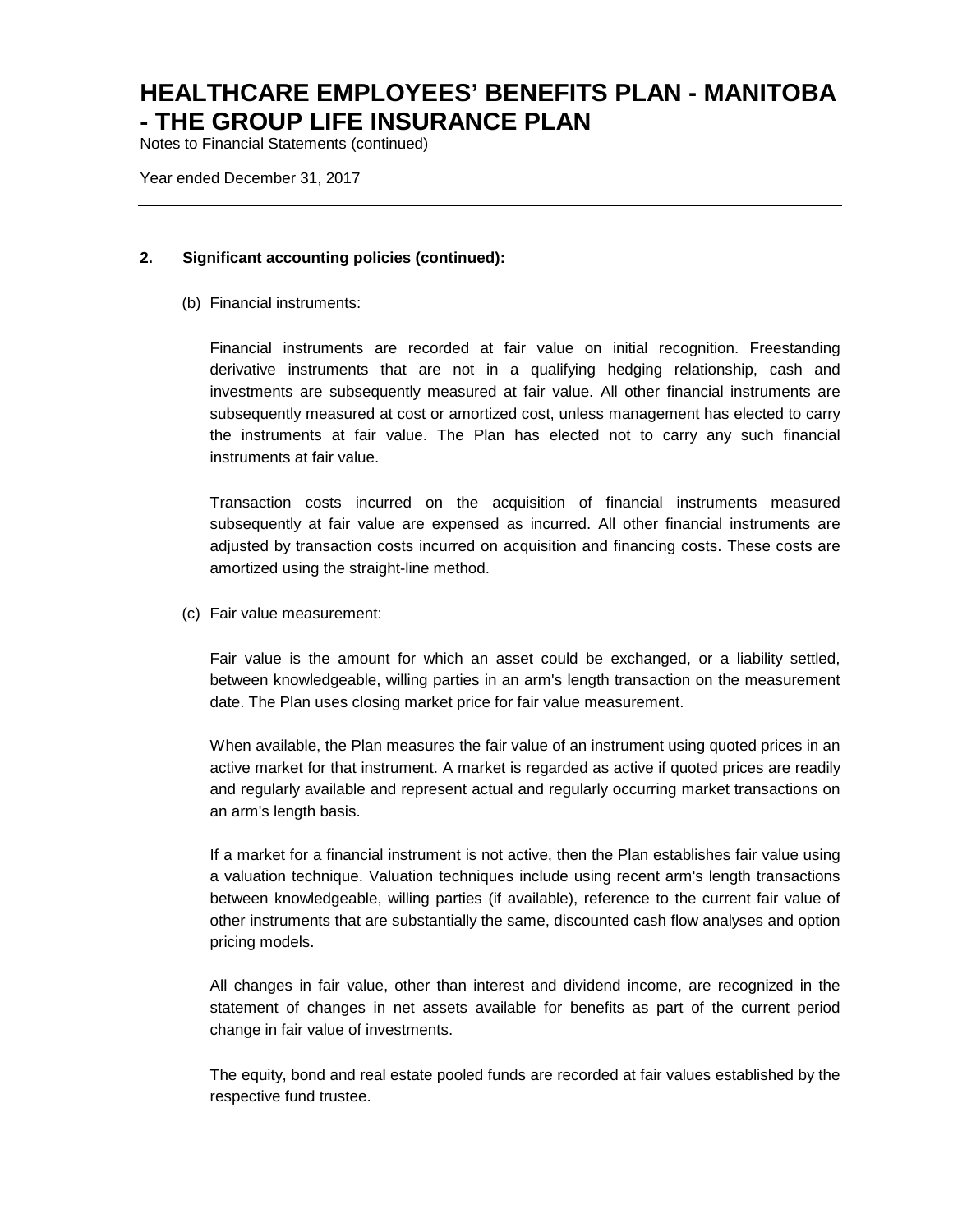## 2. Significant accounting policies (continued):

(b) Financial instruments:

Financial instruments are recorded at fair value on initial recognition. Freestanding derivative instruments that are not in a qualifying hedging relationship, cash and investments are subsequently measured at fair value. All other financial instruments are subsequently measured at cost or amortized cost, unless management has elected to carry the instruments at fair value. The Plan has elected not to carry any such financial instruments at fair value.

Transaction costs incurred on the acquisition of financial instruments measured subsequently at fair value are expensed as incurred. All other financial instruments are adjusted by transaction costs incurred on acquisition and financing costs. These costs are amortized using the straight-line method.

(c) Fair value measurement:

Fair value is the amount for which an asset could be exchanged, or a liability settled, between knowledgeable, willing parties in an arm's length transaction on the measurement date. The Plan uses closing market price for fair value measurement.

When available, the Plan measures the fair value of an instrument using quoted prices in an active market for that instrument. A market is regarded as active if quoted prices are readily and regularly available and represent actual and regularly occurring market transactions on an arm's length basis.

If a market for a financial instrument is not active, then the Plan establishes fair value using a valuation technique. Valuation techniques include using recent arm's length transactions between knowledgeable, willing parties (if available), reference to the current fair value of other instruments that are substantially the same, discounted cash flow analyses and option pricing models.

All changes in fair value, other than interest and dividend income, are recognized in the statement of changes in net assets available for benefits as part of the current period change in fair value of investments.

The equity, bond and real estate pooled funds are recorded at fair values established by the respective fund trustee.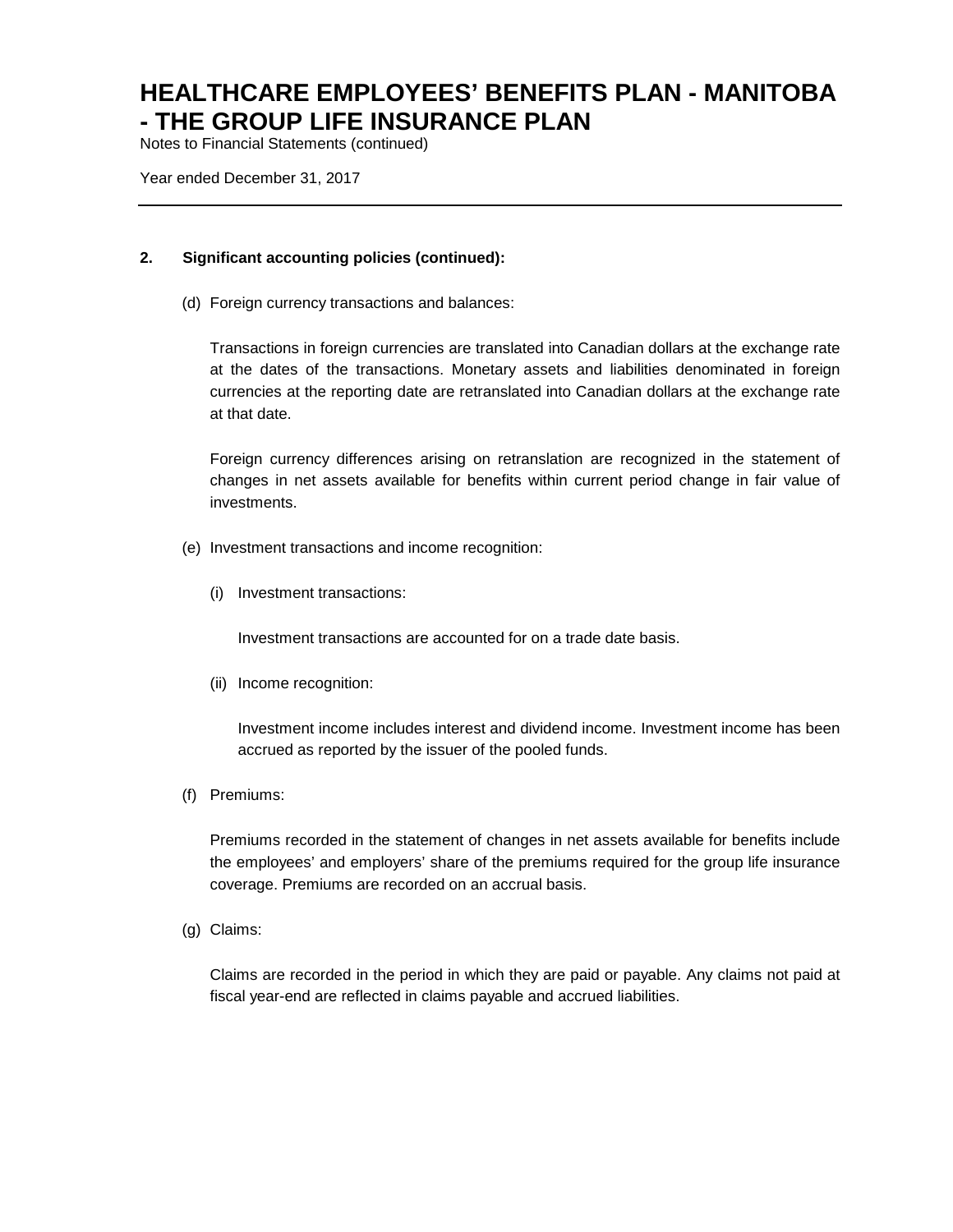## 2. Significant accounting policies (continued):

(d) Foreign currency transactions and balances:

Transactions in foreign currencies are translated into Canadian dollars at the exchange rate at the dates of the transactions. Monetary assets and liabilities denominated in foreign currencies at the reporting date are retranslated into Canadian dollars at the exchange rate at that date.

Foreign currency differences arising on retranslation are recognized in the statement of changes in net assets available for benefits within current period change in fair value of investments.

(e) Investment transactions and income recognition:

(i) Investment transactions:

Investment transactions are accounted for on a trade date basis.

(ii) Income recognition:

Investment income includes interest and dividend income. Investment income has been accrued as reported by the issuer of the pooled funds.

(f) Premiums:

Premiums recorded in the statement of changes in net assets available for benefits include the employees' and employers' share of the premiums required for the group life insurance coverage. Premiums are recorded on an accrual basis.

(g) Claims:

Claims are recorded in the period in which they are paid or payable. Any claims not paid at fiscal year-end are reflected in claims payable and accrued liabilities.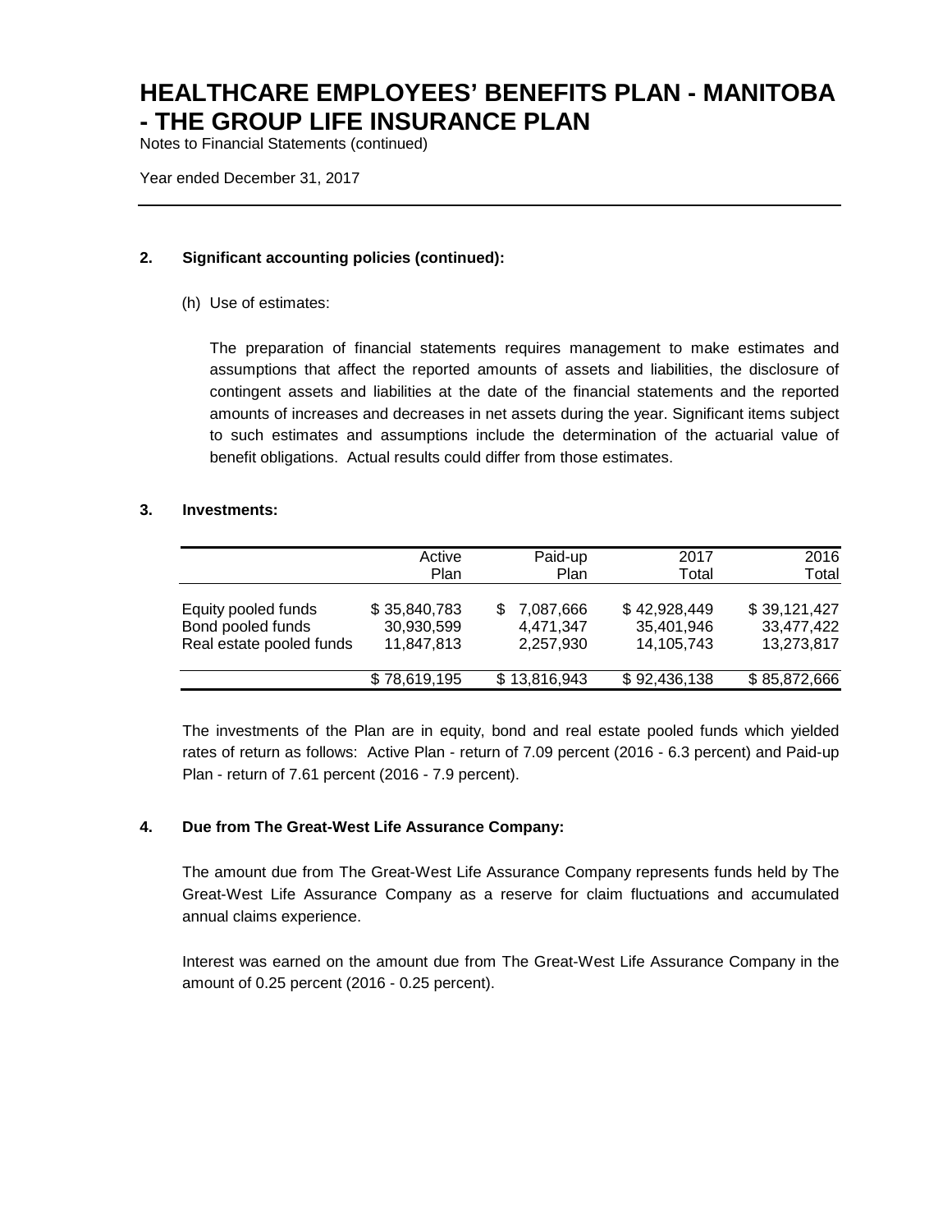# HEALTHCARE EMPLOYEES' BENEFITS PLAN - MANITOBA - THE GROUP LIFE INSURANCE PLAN

Notes to Financial Statements (continued)

Year ended December 31, 2017

## 2. Significant accounting policies (continued):

(h) Use of estimates:

The preparation of financial statements requires management to make estimates and assumptions that affect the reported amounts of assets and liabilities, the disclosure of contingent assets and liabilities at the date of the financial statements and the reported amounts of increases and decreases in net assets during the year. Significant items subject to such estimates and assumptions include the determination of the actuarial value of benefit obligations. Actual results could differ from those estimates.

## 3. Investments:

| | Active Plan | Paid-up Plan | 2017 Total | 2016 Total |
|---|---|---|---|---|
| Equity pooled funds | $ 35,840,783 | $ 7,087,666 | $ 42,928,449 | $ 39,121,427 |
| Bond pooled funds | 30,930,599 | 4,471,347 | 35,401,946 | 33,477,422 |
| Real estate pooled funds | 11,847,813 | 2,257,930 | 14,105,743 | 13,273,817 |
| | $ 78,619,195 | $ 13,816,943 | $ 92,436,138 | $ 85,872,666 |

The investments of the Plan are in equity, bond and real estate pooled funds which yielded rates of return as follows: Active Plan - return of 7.09 percent (2016 - 6.3 percent) and Paid-up Plan - return of 7.61 percent (2016 - 7.9 percent).

## 4. Due from The Great-West Life Assurance Company:

The amount due from The Great-West Life Assurance Company represents funds held by The Great-West Life Assurance Company as a reserve for claim fluctuations and accumulated annual claims experience.

Interest was earned on the amount due from The Great-West Life Assurance Company in the amount of 0.25 percent (2016 - 0.25 percent).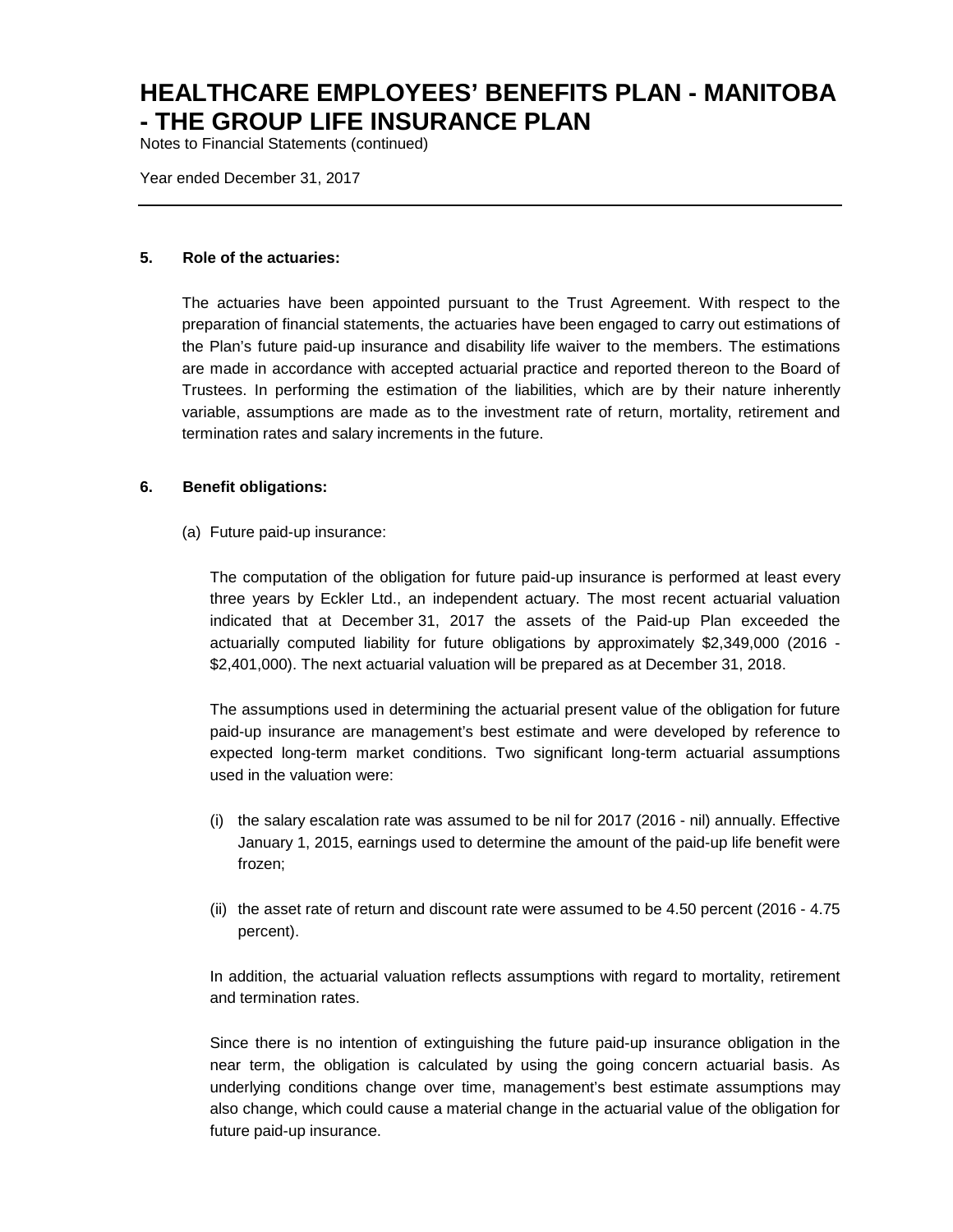## 5. Role of the actuaries:

The actuaries have been appointed pursuant to the Trust Agreement. With respect to the preparation of financial statements, the actuaries have been engaged to carry out estimations of the Plan's future paid-up insurance and disability life waiver to the members. The estimations are made in accordance with accepted actuarial practice and reported thereon to the Board of Trustees. In performing the estimation of the liabilities, which are by their nature inherently variable, assumptions are made as to the investment rate of return, mortality, retirement and termination rates and salary increments in the future.

## 6. Benefit obligations:

(a) Future paid-up insurance:

The computation of the obligation for future paid-up insurance is performed at least every three years by Eckler Ltd., an independent actuary. The most recent actuarial valuation indicated that at December 31, 2017 the assets of the Paid-up Plan exceeded the actuarially computed liability for future obligations by approximately $2,349,000 (2016 - $2,401,000). The next actuarial valuation will be prepared as at December 31, 2018.

The assumptions used in determining the actuarial present value of the obligation for future paid-up insurance are management's best estimate and were developed by reference to expected long-term market conditions. Two significant long-term actuarial assumptions used in the valuation were:

(i) the salary escalation rate was assumed to be nil for 2017 (2016 - nil) annually. Effective January 1, 2015, earnings used to determine the amount of the paid-up life benefit were frozen;

(ii) the asset rate of return and discount rate were assumed to be 4.50 percent (2016 - 4.75 percent).

In addition, the actuarial valuation reflects assumptions with regard to mortality, retirement and termination rates.

Since there is no intention of extinguishing the future paid-up insurance obligation in the near term, the obligation is calculated by using the going concern actuarial basis. As underlying conditions change over time, management's best estimate assumptions may also change, which could cause a material change in the actuarial value of the obligation for future paid-up insurance.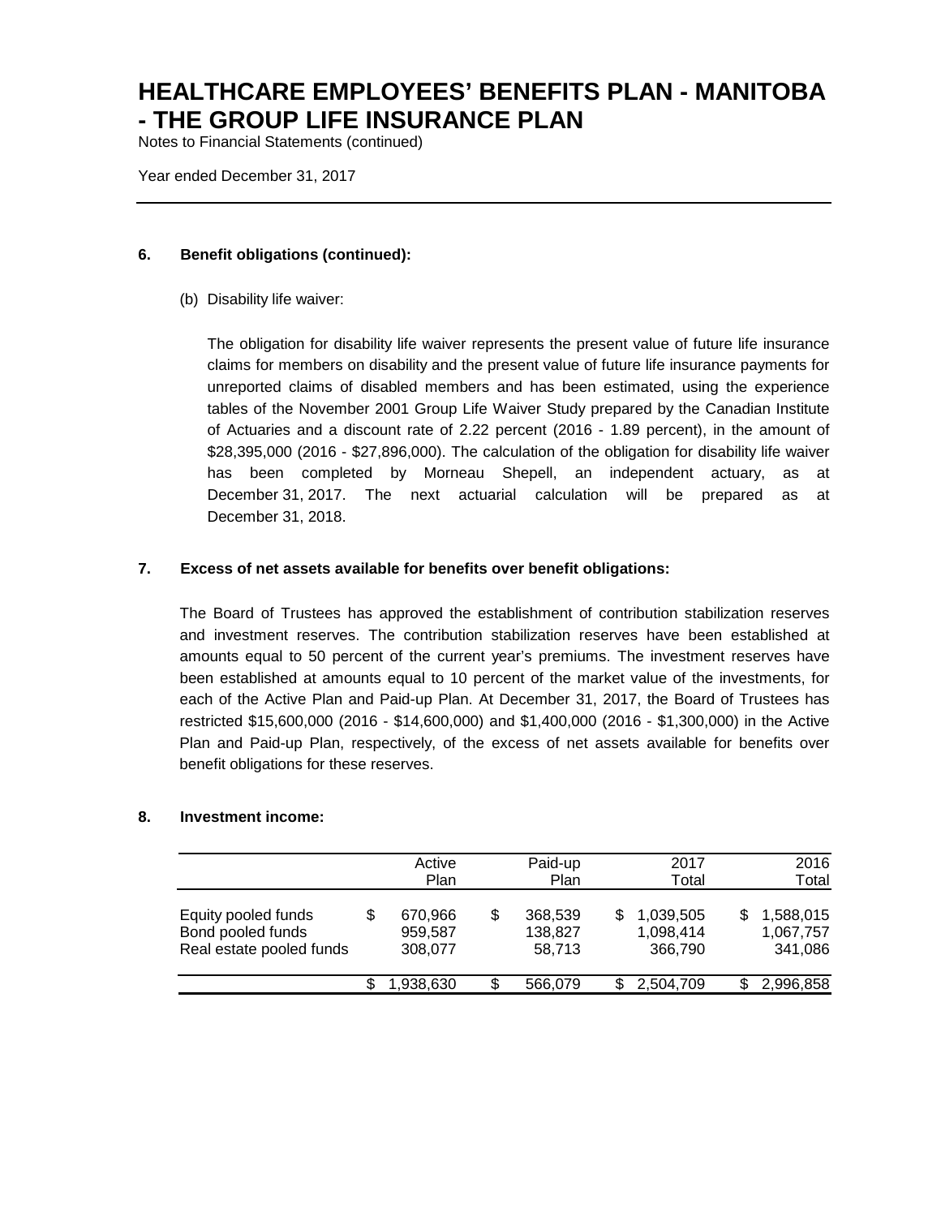# HEALTHCARE EMPLOYEES' BENEFITS PLAN - MANITOBA - THE GROUP LIFE INSURANCE PLAN

Notes to Financial Statements (continued)

Year ended December 31, 2017

## 6. Benefit obligations (continued):

(b) Disability life waiver:

The obligation for disability life waiver represents the present value of future life insurance claims for members on disability and the present value of future life insurance payments for unreported claims of disabled members and has been estimated, using the experience tables of the November 2001 Group Life Waiver Study prepared by the Canadian Institute of Actuaries and a discount rate of 2.22 percent (2016 - 1.89 percent), in the amount of $28,395,000 (2016 - $27,896,000). The calculation of the obligation for disability life waiver has been completed by Morneau Shepell, an independent actuary, as at December 31, 2017. The next actuarial calculation will be prepared as at December 31, 2018.

## 7. Excess of net assets available for benefits over benefit obligations:

The Board of Trustees has approved the establishment of contribution stabilization reserves and investment reserves. The contribution stabilization reserves have been established at amounts equal to 50 percent of the current year's premiums. The investment reserves have been established at amounts equal to 10 percent of the market value of the investments, for each of the Active Plan and Paid-up Plan. At December 31, 2017, the Board of Trustees has restricted $15,600,000 (2016 - $14,600,000) and $1,400,000 (2016 - $1,300,000) in the Active Plan and Paid-up Plan, respectively, of the excess of net assets available for benefits over benefit obligations for these reserves.

## 8. Investment income:

| | Active Plan | Paid-up Plan | 2017 Total | 2016 Total |
|---|---|---|---|---|
| Equity pooled funds | $ 670,966 | $ 368,539 | $ 1,039,505 | $ 1,588,015 |
| Bond pooled funds | 959,587 | 138,827 | 1,098,414 | 1,067,757 |
| Real estate pooled funds | 308,077 | 58,713 | 366,790 | 341,086 |
| | $ 1,938,630 | $ 566,079 | $ 2,504,709 | $ 2,996,858 |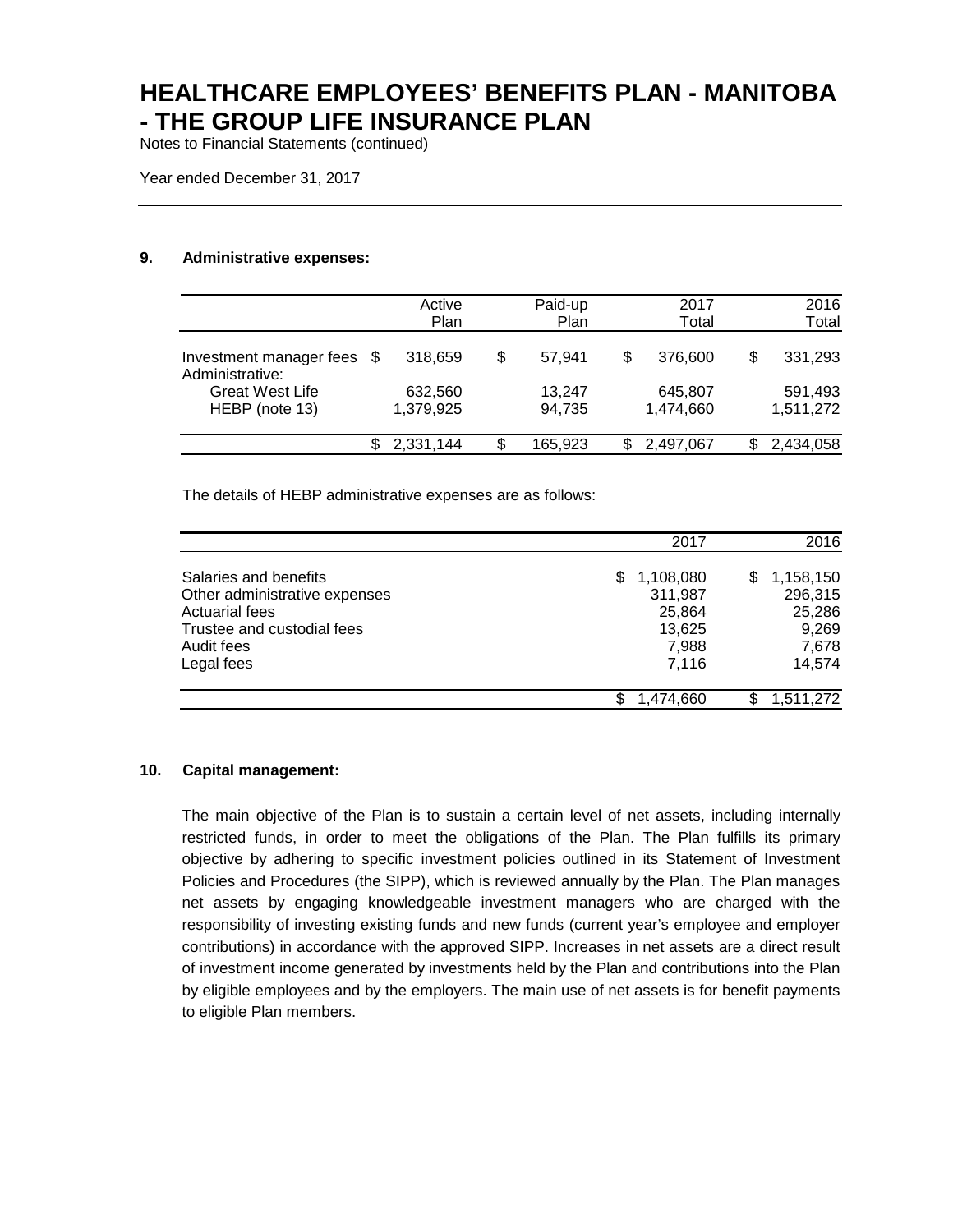# HEALTHCARE EMPLOYEES' BENEFITS PLAN - MANITOBA - THE GROUP LIFE INSURANCE PLAN

Notes to Financial Statements (continued)

Year ended December 31, 2017

## 9. Administrative expenses:

| | Active Plan | Paid-up Plan | 2017 Total | 2016 Total |
|---|---|---|---|---|
| Investment manager fees | $ 318,659 | $ 57,941 | $ 376,600 | $ 331,293 |
| Administrative: | | | | |
| Great West Life | 632,560 | 13,247 | 645,807 | 591,493 |
| HEBP (note 13) | 1,379,925 | 94,735 | 1,474,660 | 1,511,272 |
| | $ 2,331,144 | $ 165,923 | $ 2,497,067 | $ 2,434,058 |

The details of HEBP administrative expenses are as follows:

| | 2017 | 2016 |
|---|---|---|
| Salaries and benefits | $ 1,108,080 | $ 1,158,150 |
| Other administrative expenses | 311,987 | 296,315 |
| Actuarial fees | 25,864 | 25,286 |
| Trustee and custodial fees | 13,625 | 9,269 |
| Audit fees | 7,988 | 7,678 |
| Legal fees | 7,116 | 14,574 |
| | $ 1,474,660 | $ 1,511,272 |

## 10. Capital management:

The main objective of the Plan is to sustain a certain level of net assets, including internally restricted funds, in order to meet the obligations of the Plan. The Plan fulfills its primary objective by adhering to specific investment policies outlined in its Statement of Investment Policies and Procedures (the SIPP), which is reviewed annually by the Plan. The Plan manages net assets by engaging knowledgeable investment managers who are charged with the responsibility of investing existing funds and new funds (current year's employee and employer contributions) in accordance with the approved SIPP. Increases in net assets are a direct result of investment income generated by investments held by the Plan and contributions into the Plan by eligible employees and by the employers. The main use of net assets is for benefit payments to eligible Plan members.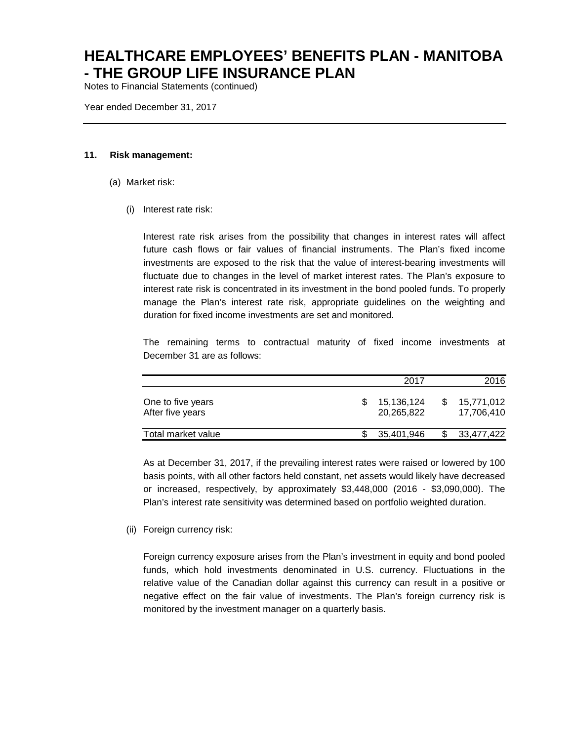# HEALTHCARE EMPLOYEES' BENEFITS PLAN - MANITOBA - THE GROUP LIFE INSURANCE PLAN

Notes to Financial Statements (continued)

Year ended December 31, 2017

## 11. Risk management:

(a) Market risk:

(i) Interest rate risk:

Interest rate risk arises from the possibility that changes in interest rates will affect future cash flows or fair values of financial instruments. The Plan's fixed income investments are exposed to the risk that the value of interest-bearing investments will fluctuate due to changes in the level of market interest rates. The Plan's exposure to interest rate risk is concentrated in its investment in the bond pooled funds. To properly manage the Plan's interest rate risk, appropriate guidelines on the weighting and duration for fixed income investments are set and monitored.

The remaining terms to contractual maturity of fixed income investments at December 31 are as follows:

| | 2017 | 2016 |
|---|---|---|
| One to five years | $ 15,136,124 | $ 15,771,012 |
| After five years | 20,265,822 | 17,706,410 |
| Total market value | $ 35,401,946 | $ 33,477,422 |

As at December 31, 2017, if the prevailing interest rates were raised or lowered by 100 basis points, with all other factors held constant, net assets would likely have decreased or increased, respectively, by approximately $3,448,000 (2016 - $3,090,000). The Plan's interest rate sensitivity was determined based on portfolio weighted duration.

(ii) Foreign currency risk:

Foreign currency exposure arises from the Plan's investment in equity and bond pooled funds, which hold investments denominated in U.S. currency. Fluctuations in the relative value of the Canadian dollar against this currency can result in a positive or negative effect on the fair value of investments. The Plan's foreign currency risk is monitored by the investment manager on a quarterly basis.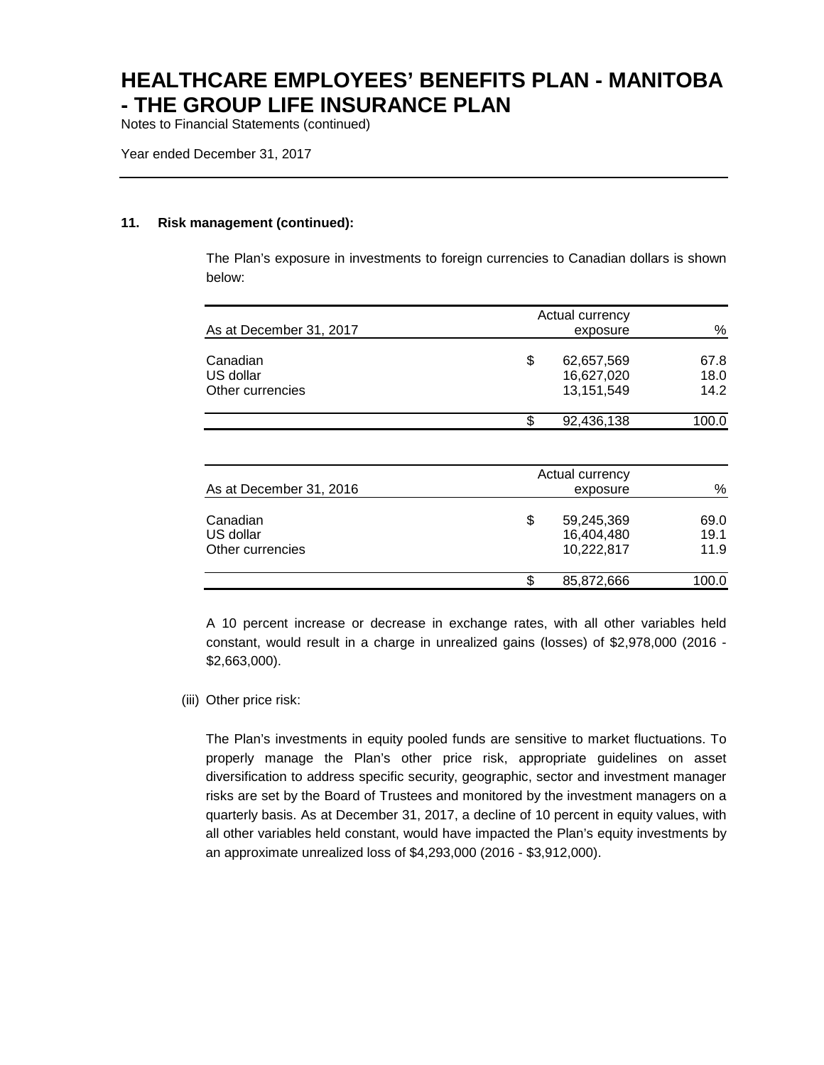# HEALTHCARE EMPLOYEES' BENEFITS PLAN - MANITOBA - THE GROUP LIFE INSURANCE PLAN

Notes to Financial Statements (continued)

Year ended December 31, 2017

**11. Risk management (continued):**

The Plan's exposure in investments to foreign currencies to Canadian dollars is shown below:

| As at December 31, 2017 | Actual currency exposure | % |
|---|---|---|
| Canadian | $ 62,657,569 | 67.8 |
| US dollar | 16,627,020 | 18.0 |
| Other currencies | 13,151,549 | 14.2 |
| | $ 92,436,138 | 100.0 |

| As at December 31, 2016 | Actual currency exposure | % |
|---|---|---|
| Canadian | $ 59,245,369 | 69.0 |
| US dollar | 16,404,480 | 19.1 |
| Other currencies | 10,222,817 | 11.9 |
| | $ 85,872,666 | 100.0 |

A 10 percent increase or decrease in exchange rates, with all other variables held constant, would result in a charge in unrealized gains (losses) of $2,978,000 (2016 - $2,663,000).

(iii) Other price risk:

The Plan's investments in equity pooled funds are sensitive to market fluctuations. To properly manage the Plan's other price risk, appropriate guidelines on asset diversification to address specific security, geographic, sector and investment manager risks are set by the Board of Trustees and monitored by the investment managers on a quarterly basis. As at December 31, 2017, a decline of 10 percent in equity values, with all other variables held constant, would have impacted the Plan's equity investments by an approximate unrealized loss of $4,293,000 (2016 - $3,912,000).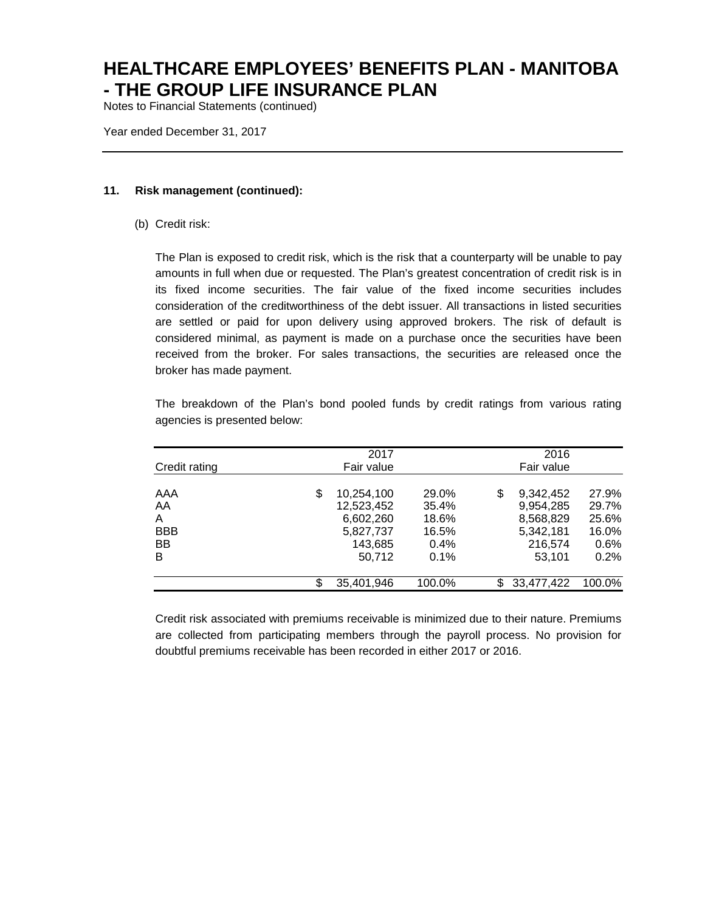# HEALTHCARE EMPLOYEES' BENEFITS PLAN - MANITOBA - THE GROUP LIFE INSURANCE PLAN

Notes to Financial Statements (continued)

Year ended December 31, 2017

**11. Risk management (continued):**

(b) Credit risk:

The Plan is exposed to credit risk, which is the risk that a counterparty will be unable to pay amounts in full when due or requested. The Plan's greatest concentration of credit risk is in its fixed income securities. The fair value of the fixed income securities includes consideration of the creditworthiness of the debt issuer. All transactions in listed securities are settled or paid for upon delivery using approved brokers. The risk of default is considered minimal, as payment is made on a purchase once the securities have been received from the broker. For sales transactions, the securities are released once the broker has made payment.

The breakdown of the Plan's bond pooled funds by credit ratings from various rating agencies is presented below:

| Credit rating | 2017 Fair value | | 2016 Fair value | |
|---|---|---|---|---|
| AAA | $ 10,254,100 | 29.0% | $ 9,342,452 | 27.9% |
| AA | 12,523,452 | 35.4% | 9,954,285 | 29.7% |
| A | 6,602,260 | 18.6% | 8,568,829 | 25.6% |
| BBB | 5,827,737 | 16.5% | 5,342,181 | 16.0% |
| BB | 143,685 | 0.4% | 216,574 | 0.6% |
| B | 50,712 | 0.1% | 53,101 | 0.2% |
| | $ 35,401,946 | 100.0% | $ 33,477,422 | 100.0% |

Credit risk associated with premiums receivable is minimized due to their nature. Premiums are collected from participating members through the payroll process. No provision for doubtful premiums receivable has been recorded in either 2017 or 2016.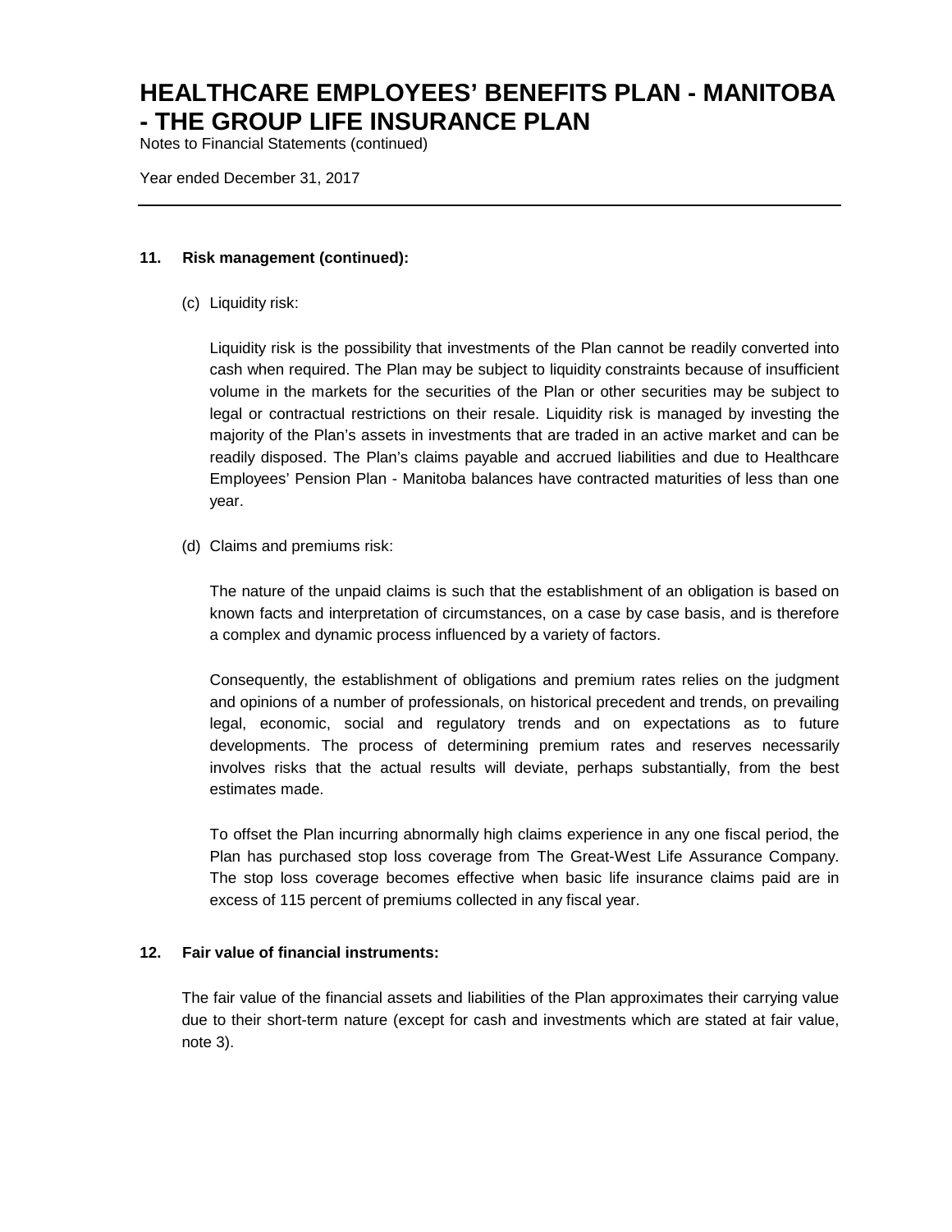## 11. Risk management (continued):

(c) Liquidity risk:

Liquidity risk is the possibility that investments of the Plan cannot be readily converted into cash when required. The Plan may be subject to liquidity constraints because of insufficient volume in the markets for the securities of the Plan or other securities may be subject to legal or contractual restrictions on their resale. Liquidity risk is managed by investing the majority of the Plan's assets in investments that are traded in an active market and can be readily disposed. The Plan's claims payable and accrued liabilities and due to Healthcare Employees' Pension Plan - Manitoba balances have contracted maturities of less than one year.

(d) Claims and premiums risk:

The nature of the unpaid claims is such that the establishment of an obligation is based on known facts and interpretation of circumstances, on a case by case basis, and is therefore a complex and dynamic process influenced by a variety of factors.

Consequently, the establishment of obligations and premium rates relies on the judgment and opinions of a number of professionals, on historical precedent and trends, on prevailing legal, economic, social and regulatory trends and on expectations as to future developments. The process of determining premium rates and reserves necessarily involves risks that the actual results will deviate, perhaps substantially, from the best estimates made.

To offset the Plan incurring abnormally high claims experience in any one fiscal period, the Plan has purchased stop loss coverage from The Great-West Life Assurance Company. The stop loss coverage becomes effective when basic life insurance claims paid are in excess of 115 percent of premiums collected in any fiscal year.

## 12. Fair value of financial instruments:

The fair value of the financial assets and liabilities of the Plan approximates their carrying value due to their short-term nature (except for cash and investments which are stated at fair value, note 3).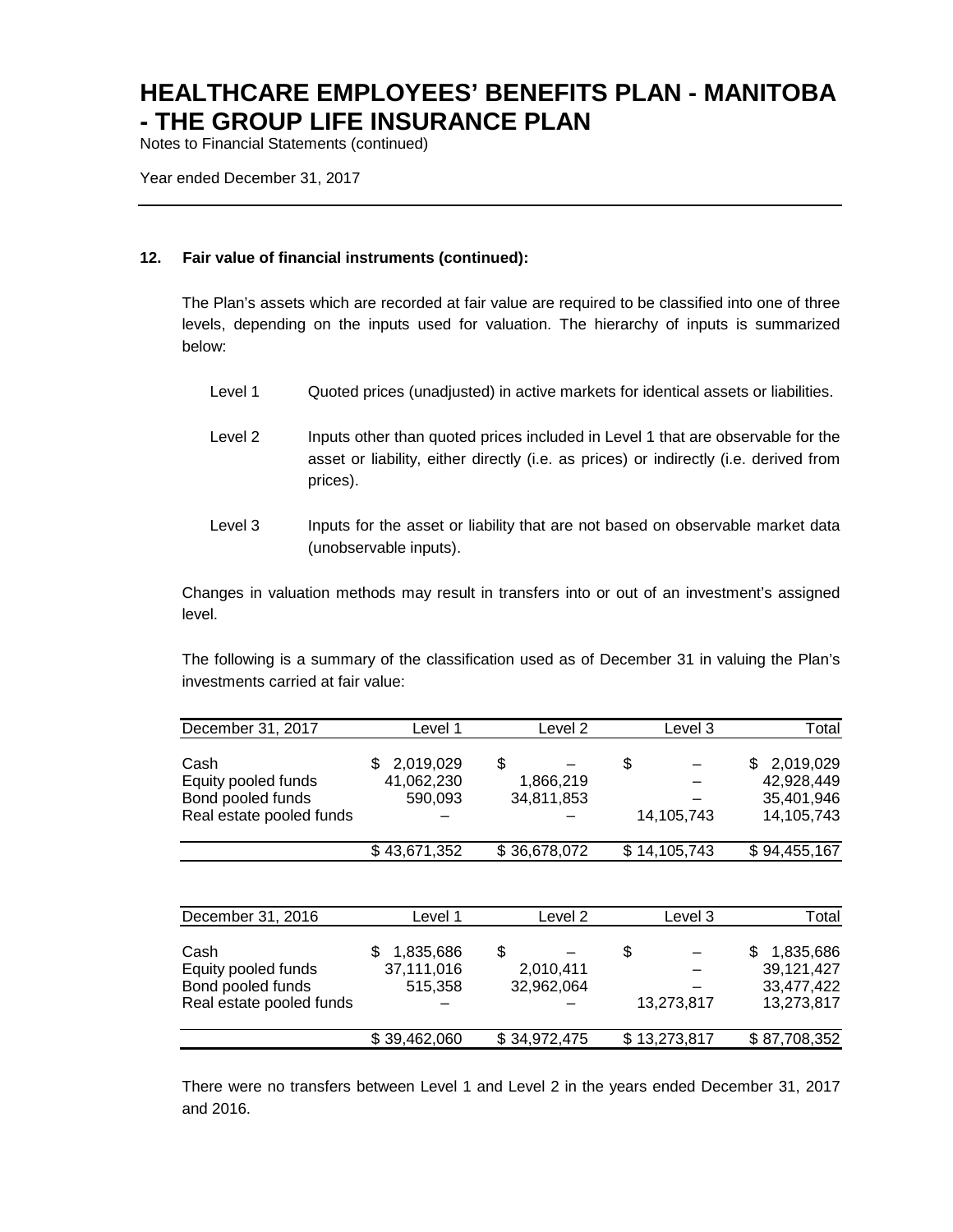# HEALTHCARE EMPLOYEES' BENEFITS PLAN - MANITOBA - THE GROUP LIFE INSURANCE PLAN

Notes to Financial Statements (continued)

Year ended December 31, 2017

**12. Fair value of financial instruments (continued):**

The Plan's assets which are recorded at fair value are required to be classified into one of three levels, depending on the inputs used for valuation. The hierarchy of inputs is summarized below:

Level 1 Quoted prices (unadjusted) in active markets for identical assets or liabilities.

Level 2 Inputs other than quoted prices included in Level 1 that are observable for the asset or liability, either directly (i.e. as prices) or indirectly (i.e. derived from prices).

Level 3 Inputs for the asset or liability that are not based on observable market data (unobservable inputs).

Changes in valuation methods may result in transfers into or out of an investment's assigned level.

The following is a summary of the classification used as of December 31 in valuing the Plan's investments carried at fair value:

| December 31, 2017 | Level 1 | Level 2 | Level 3 | Total |
|---|---|---|---|---|
| Cash | $ 2,019,029 | $ – | $ – | $ 2,019,029 |
| Equity pooled funds | 41,062,230 | 1,866,219 | – | 42,928,449 |
| Bond pooled funds | 590,093 | 34,811,853 | – | 35,401,946 |
| Real estate pooled funds | – | – | 14,105,743 | 14,105,743 |
| | $ 43,671,352 | $ 36,678,072 | $ 14,105,743 | $ 94,455,167 |

| December 31, 2016 | Level 1 | Level 2 | Level 3 | Total |
|---|---|---|---|---|
| Cash | $ 1,835,686 | $ – | $ – | $ 1,835,686 |
| Equity pooled funds | 37,111,016 | 2,010,411 | – | 39,121,427 |
| Bond pooled funds | 515,358 | 32,962,064 | – | 33,477,422 |
| Real estate pooled funds | – | – | 13,273,817 | 13,273,817 |
| | $ 39,462,060 | $ 34,972,475 | $ 13,273,817 | $ 87,708,352 |

There were no transfers between Level 1 and Level 2 in the years ended December 31, 2017 and 2016.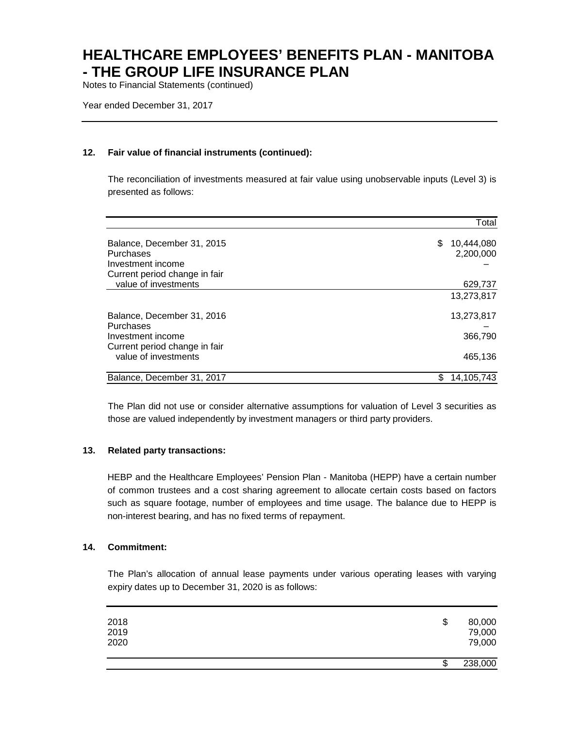# HEALTHCARE EMPLOYEES' BENEFITS PLAN - MANITOBA - THE GROUP LIFE INSURANCE PLAN

Notes to Financial Statements (continued)

Year ended December 31, 2017

### 12. Fair value of financial instruments (continued):

The reconciliation of investments measured at fair value using unobservable inputs (Level 3) is presented as follows:

| | Total |
|---|---|
| Balance, December 31, 2015 | $ 10,444,080 |
| Purchases | 2,200,000 |
| Investment income | – |
| Current period change in fair value of investments | 629,737 |
| | 13,273,817 |
| Balance, December 31, 2016 | 13,273,817 |
| Purchases | – |
| Investment income | 366,790 |
| Current period change in fair value of investments | 465,136 |
| Balance, December 31, 2017 | $ 14,105,743 |

The Plan did not use or consider alternative assumptions for valuation of Level 3 securities as those are valued independently by investment managers or third party providers.

### 13. Related party transactions:

HEBP and the Healthcare Employees' Pension Plan - Manitoba (HEPP) have a certain number of common trustees and a cost sharing agreement to allocate certain costs based on factors such as square footage, number of employees and time usage. The balance due to HEPP is non-interest bearing, and has no fixed terms of repayment.

### 14. Commitment:

The Plan's allocation of annual lease payments under various operating leases with varying expiry dates up to December 31, 2020 is as follows:

| | |
|---|---|
| 2018 | $ 80,000 |
| 2019 | 79,000 |
| 2020 | 79,000 |
| | $ 238,000 |